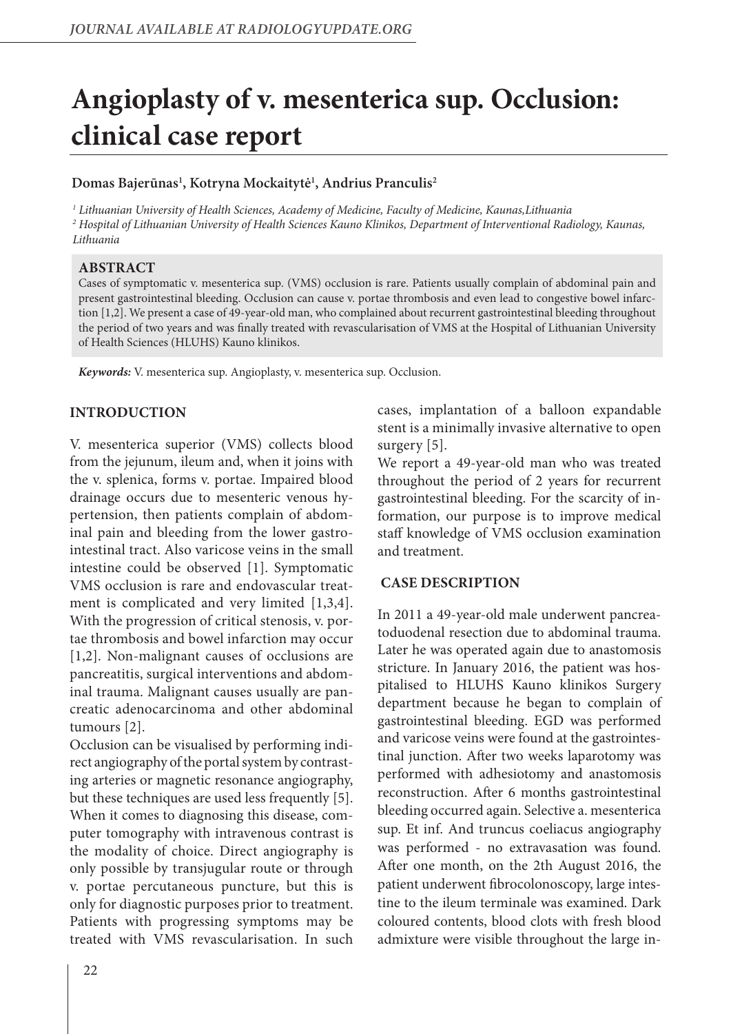# Angioplasty of v. mesenterica sup. Occlusion: clinical case report

**Domas Bajerūnas[1], Kotryna Mockaitytė[1], Andrius Pranculis[2]**

*[1] Lithuanian University of Health Sciences, Academy of Medicine, Faculty of Medicine, Kaunas,Lithuania*
*[2] Hospital of Lithuanian University of Health Sciences Kauno Klinikos, Department of Interventional Radiology, Kaunas, Lithuania*

## ABSTRACT

Cases of symptomatic v. mesenterica sup. (VMS) occlusion is rare. Patients usually complain of abdominal pain and present gastrointestinal bleeding. Occlusion can cause v. portae thrombosis and even lead to congestive bowel infarction [1,2]. We present a case of 49-year-old man, who complained about recurrent gastrointestinal bleeding throughout the period of two years and was finally treated with revascularisation of VMS at the Hospital of Lithuanian University of Health Sciences (HLUHS) Kauno klinikos.

***Keywords:*** V. mesenterica sup. Angioplasty, v. mesenterica sup. Occlusion.

## INTRODUCTION

V. mesenterica superior (VMS) collects blood from the jejunum, ileum and, when it joins with the v. splenica, forms v. portae. Impaired blood drainage occurs due to mesenteric venous hypertension, then patients complain of abdominal pain and bleeding from the lower gastrointestinal tract. Also varicose veins in the small intestine could be observed [1]. Symptomatic VMS occlusion is rare and endovascular treatment is complicated and very limited [1,3,4]. With the progression of critical stenosis, v. portae thrombosis and bowel infarction may occur [1,2]. Non-malignant causes of occlusions are pancreatitis, surgical interventions and abdominal trauma. Malignant causes usually are pancreatic adenocarcinoma and other abdominal tumours [2].

Occlusion can be visualised by performing indirect angiography of the portal system by contrasting arteries or magnetic resonance angiography, but these techniques are used less frequently [5]. When it comes to diagnosing this disease, computer tomography with intravenous contrast is the modality of choice. Direct angiography is only possible by transjugular route or through v. portae percutaneous puncture, but this is only for diagnostic purposes prior to treatment. Patients with progressing symptoms may be treated with VMS revascularisation. In such cases, implantation of a balloon expandable stent is a minimally invasive alternative to open surgery [5].

We report a 49-year-old man who was treated throughout the period of 2 years for recurrent gastrointestinal bleeding. For the scarcity of information, our purpose is to improve medical staff knowledge of VMS occlusion examination and treatment.

## CASE DESCRIPTION

In 2011 a 49-year-old male underwent pancreatoduodenal resection due to abdominal trauma. Later he was operated again due to anastomosis stricture. In January 2016, the patient was hospitalised to HLUHS Kauno klinikos Surgery department because he began to complain of gastrointestinal bleeding. EGD was performed and varicose veins were found at the gastrointestinal junction. After two weeks laparotomy was performed with adhesiotomy and anastomosis reconstruction. After 6 months gastrointestinal bleeding occurred again. Selective a. mesenterica sup. Et inf. And truncus coeliacus angiography was performed - no extravasation was found. After one month, on the 2th August 2016, the patient underwent fibrocolonoscopy, large intestine to the ileum terminale was examined. Dark coloured contents, blood clots with fresh blood admixture were visible throughout the large in-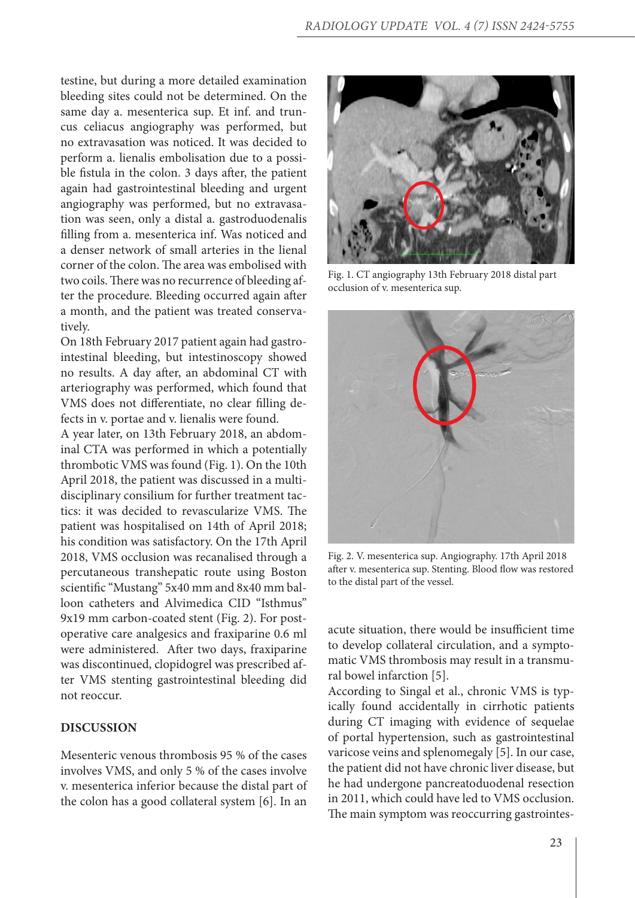testine, but during a more detailed examination bleeding sites could not be determined. On the same day a. mesenterica sup. Et inf. and truncus celiacus angiography was performed, but no extravasation was noticed. It was decided to perform a. lienalis embolisation due to a possible fistula in the colon. 3 days after, the patient again had gastrointestinal bleeding and urgent angiography was performed, but no extravasation was seen, only a distal a. gastroduodenalis filling from a. mesenterica inf. Was noticed and a denser network of small arteries in the lienal corner of the colon. The area was embolised with two coils. There was no recurrence of bleeding after the procedure. Bleeding occurred again after a month, and the patient was treated conservatively.

On 18th February 2017 patient again had gastrointestinal bleeding, but intestinoscopy showed no results. A day after, an abdominal CT with arteriography was performed, which found that VMS does not differentiate, no clear filling defects in v. portae and v. lienalis were found.

A year later, on 13th February 2018, an abdominal CTA was performed in which a potentially thrombotic VMS was found (Fig. 1). On the 10th April 2018, the patient was discussed in a multidisciplinary consilium for further treatment tactics: it was decided to revascularize VMS. The patient was hospitalised on 14th of April 2018; his condition was satisfactory. On the 17th April 2018, VMS occlusion was recanalised through a percutaneous transhepatic route using Boston scientific "Mustang" 5x40 mm and 8x40 mm balloon catheters and Alvimedica CID "Isthmus" 9x19 mm carbon-coated stent (Fig. 2). For postoperative care analgesics and fraxiparine 0.6 ml were administered. After two days, fraxiparine was discontinued, clopidogrel was prescribed after VMS stenting gastrointestinal bleeding did not reoccur.

Fig. 1. CT angiography 13th February 2018 distal part occlusion of v. mesenterica sup.

Fig. 2. V. mesenterica sup. Angiography. 17th April 2018 after v. mesenterica sup. Stenting. Blood flow was restored to the distal part of the vessel.

## DISCUSSION

Mesenteric venous thrombosis 95 % of the cases involves VMS, and only 5 % of the cases involve v. mesenterica inferior because the distal part of the colon has a good collateral system [6]. In an acute situation, there would be insufficient time to develop collateral circulation, and a symptomatic VMS thrombosis may result in a transmural bowel infarction [5].

According to Singal et al., chronic VMS is typically found accidentally in cirrhotic patients during CT imaging with evidence of sequelae of portal hypertension, such as gastrointestinal varicose veins and splenomegaly [5]. In our case, the patient did not have chronic liver disease, but he had undergone pancreatoduodenal resection in 2011, which could have led to VMS occlusion. The main symptom was reoccurring gastrointes-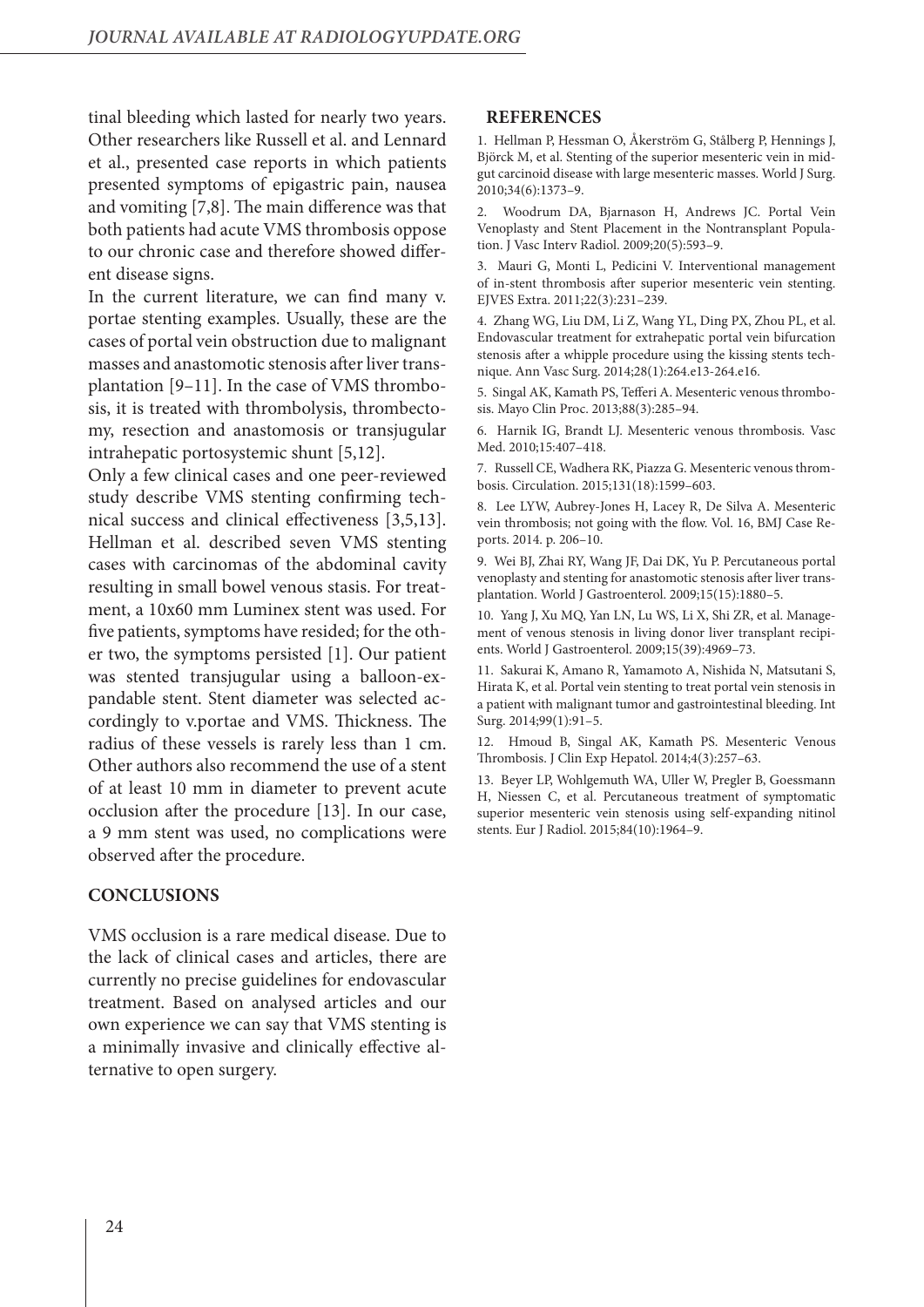tinal bleeding which lasted for nearly two years. Other researchers like Russell et al. and Lennard et al., presented case reports in which patients presented symptoms of epigastric pain, nausea and vomiting [7,8]. The main difference was that both patients had acute VMS thrombosis oppose to our chronic case and therefore showed different disease signs.

In the current literature, we can find many v. portae stenting examples. Usually, these are the cases of portal vein obstruction due to malignant masses and anastomotic stenosis after liver transplantation [9–11]. In the case of VMS thrombosis, it is treated with thrombolysis, thrombectomy, resection and anastomosis or transjugular intrahepatic portosystemic shunt [5,12].

Only a few clinical cases and one peer-reviewed study describe VMS stenting confirming technical success and clinical effectiveness [3,5,13]. Hellman et al. described seven VMS stenting cases with carcinomas of the abdominal cavity resulting in small bowel venous stasis. For treatment, a 10x60 mm Luminex stent was used. For five patients, symptoms have resided; for the other two, the symptoms persisted [1]. Our patient was stented transjugular using a balloon-expandable stent. Stent diameter was selected accordingly to v.portae and VMS. Thickness. The radius of these vessels is rarely less than 1 cm. Other authors also recommend the use of a stent of at least 10 mm in diameter to prevent acute occlusion after the procedure [13]. In our case, a 9 mm stent was used, no complications were observed after the procedure.

## CONCLUSIONS

VMS occlusion is a rare medical disease. Due to the lack of clinical cases and articles, there are currently no precise guidelines for endovascular treatment. Based on analysed articles and our own experience we can say that VMS stenting is a minimally invasive and clinically effective alternative to open surgery.

## REFERENCES

1. Hellman P, Hessman O, Åkerström G, Stålberg P, Hennings J, Björck M, et al. Stenting of the superior mesenteric vein in midgut carcinoid disease with large mesenteric masses. World J Surg. 2010;34(6):1373–9.
2. Woodrum DA, Bjarnason H, Andrews JC. Portal Vein Venoplasty and Stent Placement in the Nontransplant Population. J Vasc Interv Radiol. 2009;20(5):593–9.
3. Mauri G, Monti L, Pedicini V. Interventional management of in-stent thrombosis after superior mesenteric vein stenting. EJVES Extra. 2011;22(3):231–239.
4. Zhang WG, Liu DM, Li Z, Wang YL, Ding PX, Zhou PL, et al. Endovascular treatment for extrahepatic portal vein bifurcation stenosis after a whipple procedure using the kissing stents technique. Ann Vasc Surg. 2014;28(1):264.e13-264.e16.
5. Singal AK, Kamath PS, Tefferi A. Mesenteric venous thrombosis. Mayo Clin Proc. 2013;88(3):285–94.
6. Harnik IG, Brandt LJ. Mesenteric venous thrombosis. Vasc Med. 2010;15:407–418.
7. Russell CE, Wadhera RK, Piazza G. Mesenteric venous thrombosis. Circulation. 2015;131(18):1599–603.
8. Lee LYW, Aubrey-Jones H, Lacey R, De Silva A. Mesenteric vein thrombosis; not going with the flow. Vol. 16, BMJ Case Reports. 2014. p. 206–10.
9. Wei BJ, Zhai RY, Wang JF, Dai DK, Yu P. Percutaneous portal venoplasty and stenting for anastomotic stenosis after liver transplantation. World J Gastroenterol. 2009;15(15):1880–5.
10. Yang J, Xu MQ, Yan LN, Lu WS, Li X, Shi ZR, et al. Management of venous stenosis in living donor liver transplant recipients. World J Gastroenterol. 2009;15(39):4969–73.
11. Sakurai K, Amano R, Yamamoto A, Nishida N, Matsutani S, Hirata K, et al. Portal vein stenting to treat portal vein stenosis in a patient with malignant tumor and gastrointestinal bleeding. Int Surg. 2014;99(1):91–5.
12. Hmoud B, Singal AK, Kamath PS. Mesenteric Venous Thrombosis. J Clin Exp Hepatol. 2014;4(3):257–63.
13. Beyer LP, Wohlgemuth WA, Uller W, Pregler B, Goessmann H, Niessen C, et al. Percutaneous treatment of symptomatic superior mesenteric vein stenosis using self-expanding nitinol stents. Eur J Radiol. 2015;84(10):1964–9.